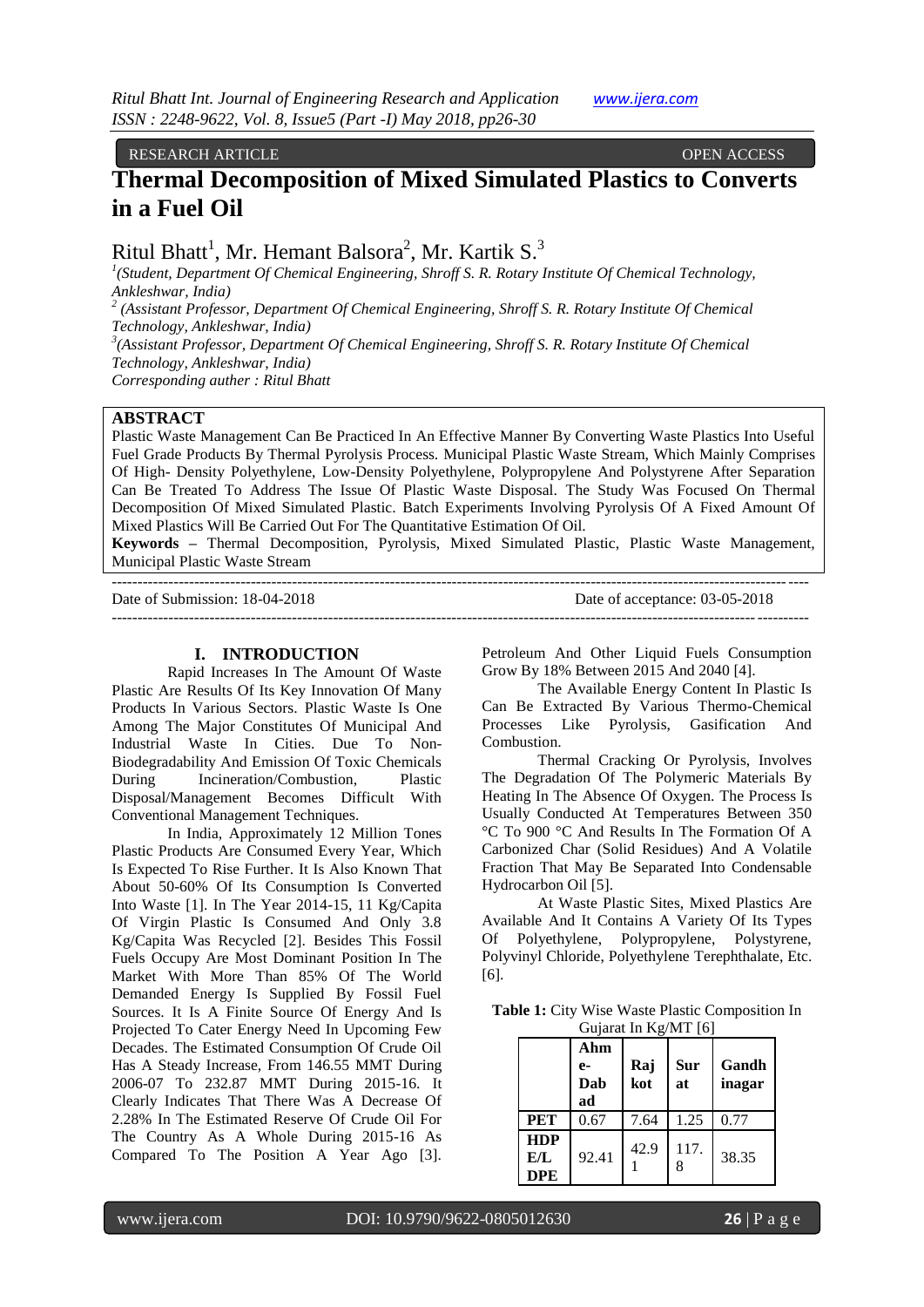RESEARCH ARTICLE OPEN ACCESS

# Thermal Decomposition of Mixed Simulated Plastics to Converts in a Fuel Oil

Ritul Bhatt[1], Mr. Hemant Balsora[2], Mr. Kartik S.[3]

[1]*(Student, Department Of Chemical Engineering, Shroff S. R. Rotary Institute Of Chemical Technology, Ankleshwar, India)*
[2] *(Assistant Professor, Department Of Chemical Engineering, Shroff S. R. Rotary Institute Of Chemical Technology, Ankleshwar, India)*
[3]*(Assistant Professor, Department Of Chemical Engineering, Shroff S. R. Rotary Institute Of Chemical Technology, Ankleshwar, India)*
*Corresponding auther : Ritul Bhatt*

## ABSTRACT

Plastic Waste Management Can Be Practiced In An Effective Manner By Converting Waste Plastics Into Useful Fuel Grade Products By Thermal Pyrolysis Process. Municipal Plastic Waste Stream, Which Mainly Comprises Of High- Density Polyethylene, Low-Density Polyethylene, Polypropylene And Polystyrene After Separation Can Be Treated To Address The Issue Of Plastic Waste Disposal. The Study Was Focused On Thermal Decomposition Of Mixed Simulated Plastic. Batch Experiments Involving Pyrolysis Of A Fixed Amount Of Mixed Plastics Will Be Carried Out For The Quantitative Estimation Of Oil.

**Keywords –** Thermal Decomposition, Pyrolysis, Mixed Simulated Plastic, Plastic Waste Management, Municipal Plastic Waste Stream

---

Date of Submission: 18-04-2018 Date of acceptance: 03-05-2018

---

## I. INTRODUCTION

Rapid Increases In The Amount Of Waste Plastic Are Results Of Its Key Innovation Of Many Products In Various Sectors. Plastic Waste Is One Among The Major Constitutes Of Municipal And Industrial Waste In Cities. Due To Non-Biodegradability And Emission Of Toxic Chemicals During Incineration/Combustion, Plastic Disposal/Management Becomes Difficult With Conventional Management Techniques.

In India, Approximately 12 Million Tones Plastic Products Are Consumed Every Year, Which Is Expected To Rise Further. It Is Also Known That About 50-60% Of Its Consumption Is Converted Into Waste [1]. In The Year 2014-15, 11 Kg/Capita Of Virgin Plastic Is Consumed And Only 3.8 Kg/Capita Was Recycled [2]. Besides This Fossil Fuels Occupy Are Most Dominant Position In The Market With More Than 85% Of The World Demanded Energy Is Supplied By Fossil Fuel Sources. It Is A Finite Source Of Energy And Is Projected To Cater Energy Need In Upcoming Few Decades. The Estimated Consumption Of Crude Oil Has A Steady Increase, From 146.55 MMT During 2006-07 To 232.87 MMT During 2015-16. It Clearly Indicates That There Was A Decrease Of 2.28% In The Estimated Reserve Of Crude Oil For The Country As A Whole During 2015-16 As Compared To The Position A Year Ago [3]. Petroleum And Other Liquid Fuels Consumption Grow By 18% Between 2015 And 2040 [4].

The Available Energy Content In Plastic Is Can Be Extracted By Various Thermo-Chemical Processes Like Pyrolysis, Gasification And Combustion.

Thermal Cracking Or Pyrolysis, Involves The Degradation Of The Polymeric Materials By Heating In The Absence Of Oxygen. The Process Is Usually Conducted At Temperatures Between 350 °C To 900 °C And Results In The Formation Of A Carbonized Char (Solid Residues) And A Volatile Fraction That May Be Separated Into Condensable Hydrocarbon Oil [5].

At Waste Plastic Sites, Mixed Plastics Are Available And It Contains A Variety Of Its Types Of Polyethylene, Polypropylene, Polystyrene, Polyvinyl Chloride, Polyethylene Terephthalate, Etc. [6].

**Table 1:** City Wise Waste Plastic Composition In Gujarat In Kg/MT [6]

| | Ahme-Dabad | Rajkot | Surat | Gandhinagar |
|---|---|---|---|---|
| **PET** | 0.67 | 7.64 | 1.25 | 0.77 |
| **HDPE/LDPE** | 92.41 | 42.91 | 117.8 | 38.35 |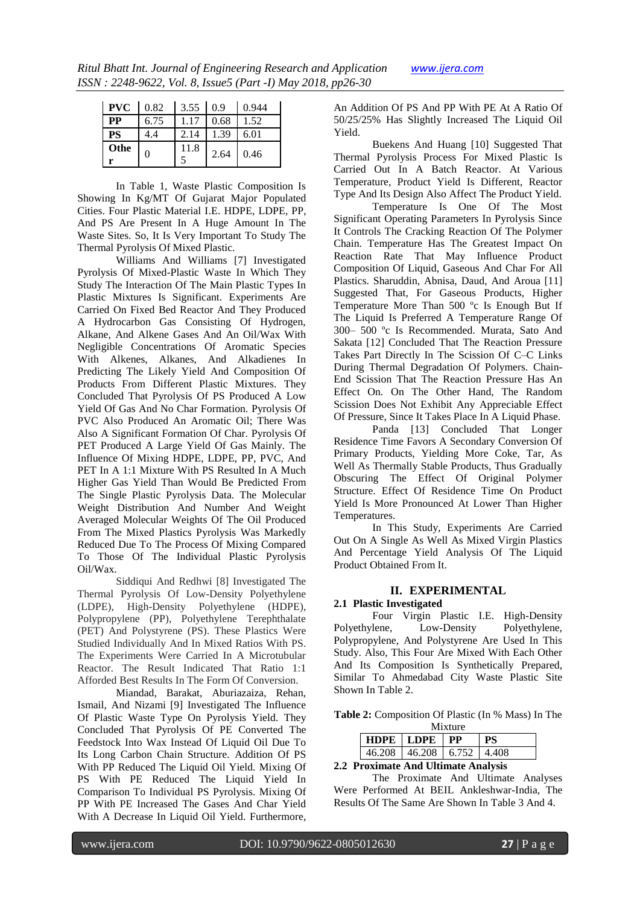| PVC | 0.82 | 3.55 | 0.9 | 0.944 |
|---|---|---|---|---|
| PP | 6.75 | 1.17 | 0.68 | 1.52 |
| PS | 4.4 | 2.14 | 1.39 | 6.01 |
| Other | 0 | 11.85 | 2.64 | 0.46 |

In Table 1, Waste Plastic Composition Is Showing In Kg/MT Of Gujarat Major Populated Cities. Four Plastic Material I.E. HDPE, LDPE, PP, And PS Are Present In A Huge Amount In The Waste Sites. So, It Is Very Important To Study The Thermal Pyrolysis Of Mixed Plastic.

Williams And Williams [7] Investigated Pyrolysis Of Mixed-Plastic Waste In Which They Study The Interaction Of The Main Plastic Types In Plastic Mixtures Is Significant. Experiments Are Carried On Fixed Bed Reactor And They Produced A Hydrocarbon Gas Consisting Of Hydrogen, Alkane, And Alkene Gases And An Oil/Wax With Negligible Concentrations Of Aromatic Species With Alkenes, Alkanes, And Alkadienes In Predicting The Likely Yield And Composition Of Products From Different Plastic Mixtures. They Concluded That Pyrolysis Of PS Produced A Low Yield Of Gas And No Char Formation. Pyrolysis Of PVC Also Produced An Aromatic Oil; There Was Also A Significant Formation Of Char. Pyrolysis Of PET Produced A Large Yield Of Gas Mainly. The Influence Of Mixing HDPE, LDPE, PP, PVC, And PET In A 1:1 Mixture With PS Resulted In A Much Higher Gas Yield Than Would Be Predicted From The Single Plastic Pyrolysis Data. The Molecular Weight Distribution And Number And Weight Averaged Molecular Weights Of The Oil Produced From The Mixed Plastics Pyrolysis Was Markedly Reduced Due To The Process Of Mixing Compared To Those Of The Individual Plastic Pyrolysis Oil/Wax.

Siddiqui And Redhwi [8] Investigated The Thermal Pyrolysis Of Low-Density Polyethylene (LDPE), High-Density Polyethylene (HDPE), Polypropylene (PP), Polyethylene Terephthalate (PET) And Polystyrene (PS). These Plastics Were Studied Individually And In Mixed Ratios With PS. The Experiments Were Carried In A Microtubular Reactor. The Result Indicated That Ratio 1:1 Afforded Best Results In The Form Of Conversion.

Miandad, Barakat, Aburiazaiza, Rehan, Ismail, And Nizami [9] Investigated The Influence Of Plastic Waste Type On Pyrolysis Yield. They Concluded That Pyrolysis Of PE Converted The Feedstock Into Wax Instead Of Liquid Oil Due To Its Long Carbon Chain Structure. Addition Of PS With PP Reduced The Liquid Oil Yield. Mixing Of PS With PE Reduced The Liquid Yield In Comparison To Individual PS Pyrolysis. Mixing Of PP With PE Increased The Gases And Char Yield With A Decrease In Liquid Oil Yield. Furthermore, An Addition Of PS And PP With PE At A Ratio Of 50/25/25% Has Slightly Increased The Liquid Oil Yield.

Buekens And Huang [10] Suggested That Thermal Pyrolysis Process For Mixed Plastic Is Carried Out In A Batch Reactor. At Various Temperature, Product Yield Is Different, Reactor Type And Its Design Also Affect The Product Yield.

Temperature Is One Of The Most Significant Operating Parameters In Pyrolysis Since It Controls The Cracking Reaction Of The Polymer Chain. Temperature Has The Greatest Impact On Reaction Rate That May Influence Product Composition Of Liquid, Gaseous And Char For All Plastics. Sharuddin, Abnisa, Daud, And Aroua [11] Suggested That, For Gaseous Products, Higher Temperature More Than 500 ºc Is Enough But If The Liquid Is Preferred A Temperature Range Of 300– 500 ºc Is Recommended. Murata, Sato And Sakata [12] Concluded That The Reaction Pressure Takes Part Directly In The Scission Of C–C Links During Thermal Degradation Of Polymers. Chain-End Scission That The Reaction Pressure Has An Effect On. On The Other Hand, The Random Scission Does Not Exhibit Any Appreciable Effect Of Pressure, Since It Takes Place In A Liquid Phase.

Panda [13] Concluded That Longer Residence Time Favors A Secondary Conversion Of Primary Products, Yielding More Coke, Tar, As Well As Thermally Stable Products, Thus Gradually Obscuring The Effect Of Original Polymer Structure. Effect Of Residence Time On Product Yield Is More Pronounced At Lower Than Higher Temperatures.

In This Study, Experiments Are Carried Out On A Single As Well As Mixed Virgin Plastics And Percentage Yield Analysis Of The Liquid Product Obtained From It.

## II. EXPERIMENTAL

### 2.1 Plastic Investigated

Four Virgin Plastic I.E. High-Density Polyethylene, Low-Density Polyethylene, Polypropylene, And Polystyrene Are Used In This Study. Also, This Four Are Mixed With Each Other And Its Composition Is Synthetically Prepared, Similar To Ahmedabad City Waste Plastic Site Shown In Table 2.

**Table 2:** Composition Of Plastic (In % Mass) In The Mixture

| HDPE | LDPE | PP | PS |
|---|---|---|---|
| 46.208 | 46.208 | 6.752 | 4.408 |

### 2.2 Proximate And Ultimate Analysis

The Proximate And Ultimate Analyses Were Performed At BEIL Ankleshwar-India, The Results Of The Same Are Shown In Table 3 And 4.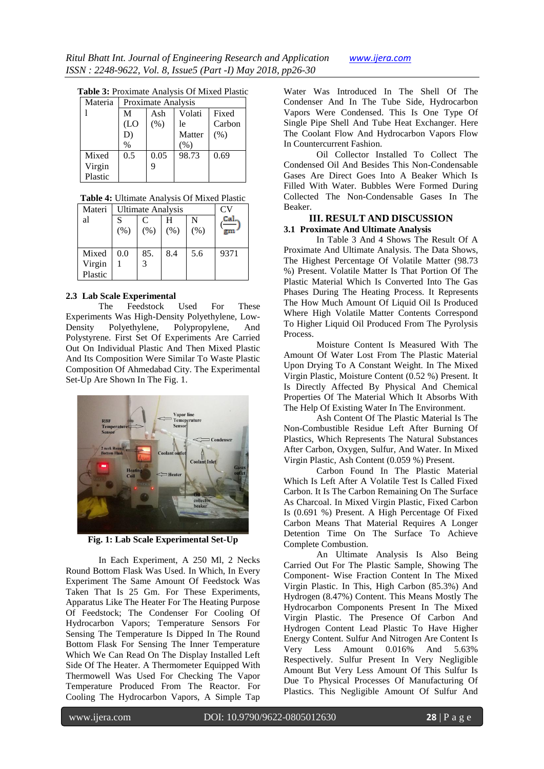**Table 3:** Proximate Analysis Of Mixed Plastic

| Material | Proximate Analysis | | | |
|---|---|---|---|---|
| | M (LOD) % | Ash (%) | Volatile Matter (%) | Fixed Carbon (%) |
| Mixed Virgin Plastic | 0.5 | 0.059 | 98.73 | 0.69 |

**Table 4:** Ultimate Analysis Of Mixed Plastic

| Material | Ultimate Analysis | | | | CV |
|---|---|---|---|---|---|
| | S (%) | C (%) | H (%) | N (%) | $\left(\frac{Cal}{gm}\right)$ |
| Mixed Virgin Plastic | 0.01 | 85.3 | 8.4 | 5.6 | 9371 |

### 2.3 Lab Scale Experimental

The Feedstock Used For These Experiments Was High-Density Polyethylene, Low-Density Polyethylene, Polypropylene, And Polystyrene. First Set Of Experiments Are Carried Out On Individual Plastic And Then Mixed Plastic And Its Composition Were Similar To Waste Plastic Composition Of Ahmedabad City. The Experimental Set-Up Are Shown In The Fig. 1.

**Fig. 1: Lab Scale Experimental Set-Up**

In Each Experiment, A 250 Ml, 2 Necks Round Bottom Flask Was Used. In Which, In Every Experiment The Same Amount Of Feedstock Was Taken That Is 25 Gm. For These Experiments, Apparatus Like The Heater For The Heating Purpose Of Feedstock; The Condenser For Cooling Of Hydrocarbon Vapors; Temperature Sensors For Sensing The Temperature Is Dipped In The Round Bottom Flask For Sensing The Inner Temperature Which We Can Read On The Display Installed Left Side Of The Heater. A Thermometer Equipped With Thermowell Was Used For Checking The Vapor Temperature Produced From The Reactor. For Cooling The Hydrocarbon Vapors, A Simple Tap Water Was Introduced In The Shell Of The Condenser And In The Tube Side, Hydrocarbon Vapors Were Condensed. This Is One Type Of Single Pipe Shell And Tube Heat Exchanger. Here The Coolant Flow And Hydrocarbon Vapors Flow In Countercurrent Fashion.

Oil Collector Installed To Collect The Condensed Oil And Besides This Non-Condensable Gases Are Direct Goes Into A Beaker Which Is Filled With Water. Bubbles Were Formed During Collected The Non-Condensable Gases In The Beaker.

## III. RESULT AND DISCUSSION

### 3.1 Proximate And Ultimate Analysis

In Table 3 And 4 Shows The Result Of A Proximate And Ultimate Analysis. The Data Shows, The Highest Percentage Of Volatile Matter (98.73 %) Present. Volatile Matter Is That Portion Of The Plastic Material Which Is Converted Into The Gas Phases During The Heating Process. It Represents The How Much Amount Of Liquid Oil Is Produced Where High Volatile Matter Contents Correspond To Higher Liquid Oil Produced From The Pyrolysis Process.

Moisture Content Is Measured With The Amount Of Water Lost From The Plastic Material Upon Drying To A Constant Weight. In The Mixed Virgin Plastic, Moisture Content (0.52 %) Present. It Is Directly Affected By Physical And Chemical Properties Of The Material Which It Absorbs With The Help Of Existing Water In The Environment.

Ash Content Of The Plastic Material Is The Non-Combustible Residue Left After Burning Of Plastics, Which Represents The Natural Substances After Carbon, Oxygen, Sulfur, And Water. In Mixed Virgin Plastic, Ash Content (0.059 %) Present.

Carbon Found In The Plastic Material Which Is Left After A Volatile Test Is Called Fixed Carbon. It Is The Carbon Remaining On The Surface As Charcoal. In Mixed Virgin Plastic, Fixed Carbon Is (0.691 %) Present. A High Percentage Of Fixed Carbon Means That Material Requires A Longer Detention Time On The Surface To Achieve Complete Combustion.

An Ultimate Analysis Is Also Being Carried Out For The Plastic Sample, Showing The Component- Wise Fraction Content In The Mixed Virgin Plastic. In This, High Carbon (85.3%) And Hydrogen (8.47%) Content. This Means Mostly The Hydrocarbon Components Present In The Mixed Virgin Plastic. The Presence Of Carbon And Hydrogen Content Lead Plastic To Have Higher Energy Content. Sulfur And Nitrogen Are Content Is Very Less Amount 0.016% And 5.63% Respectively. Sulfur Present In Very Negligible Amount But Very Less Amount Of This Sulfur Is Due To Physical Processes Of Manufacturing Of Plastics. This Negligible Amount Of Sulfur And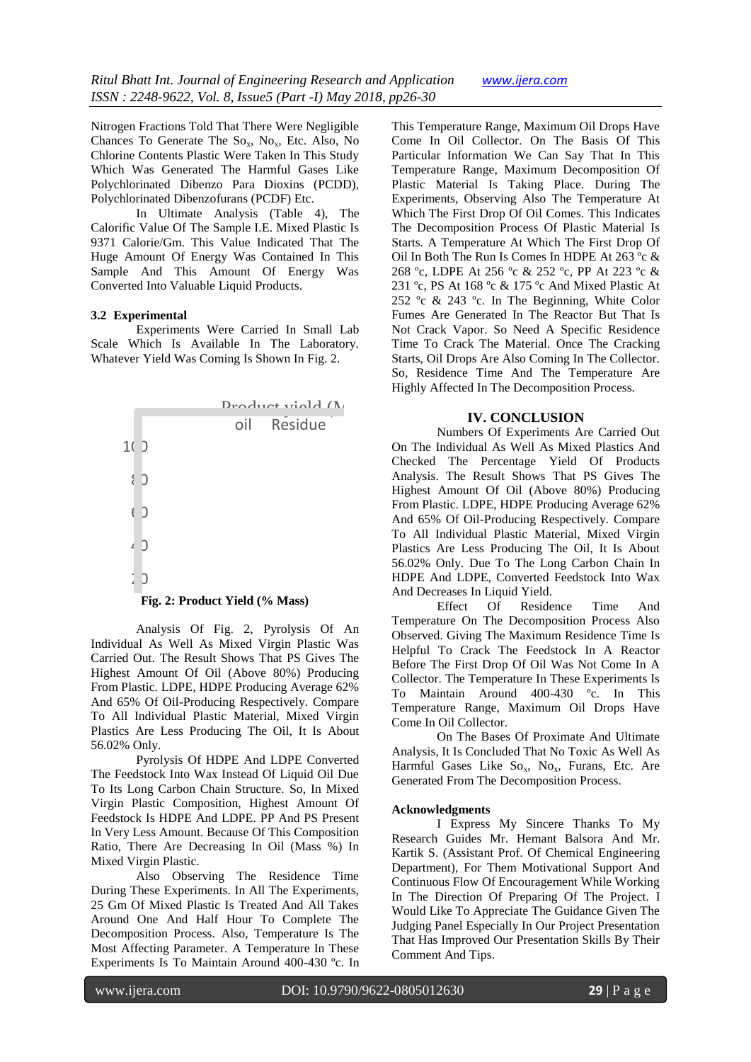Nitrogen Fractions Told That There Were Negligible Chances To Generate The $So_x$, $No_x$, Etc. Also, No Chlorine Contents Plastic Were Taken In This Study Which Was Generated The Harmful Gases Like Polychlorinated Dibenzo Para Dioxins (PCDD), Polychlorinated Dibenzofurans (PCDF) Etc.

In Ultimate Analysis (Table 4), The Calorific Value Of The Sample I.E. Mixed Plastic Is 9371 Calorie/Gm. This Value Indicated That The Huge Amount Of Energy Was Contained In This Sample And This Amount Of Energy Was Converted Into Valuable Liquid Products.

### 3.2 Experimental

Experiments Were Carried In Small Lab Scale Which Is Available In The Laboratory. Whatever Yield Was Coming Is Shown In Fig. 2.

**Fig. 2: Product Yield (% Mass)**

Analysis Of Fig. 2, Pyrolysis Of An Individual As Well As Mixed Virgin Plastic Was Carried Out. The Result Shows That PS Gives The Highest Amount Of Oil (Above 80%) Producing From Plastic. LDPE, HDPE Producing Average 62% And 65% Of Oil-Producing Respectively. Compare To All Individual Plastic Material, Mixed Virgin Plastics Are Less Producing The Oil, It Is About 56.02% Only.

Pyrolysis Of HDPE And LDPE Converted The Feedstock Into Wax Instead Of Liquid Oil Due To Its Long Carbon Chain Structure. So, In Mixed Virgin Plastic Composition, Highest Amount Of Feedstock Is HDPE And LDPE. PP And PS Present In Very Less Amount. Because Of This Composition Ratio, There Are Decreasing In Oil (Mass %) In Mixed Virgin Plastic.

Also Observing The Residence Time During These Experiments. In All The Experiments, 25 Gm Of Mixed Plastic Is Treated And All Takes Around One And Half Hour To Complete The Decomposition Process. Also, Temperature Is The Most Affecting Parameter. A Temperature In These Experiments Is To Maintain Around 400-430 ºc. In This Temperature Range, Maximum Oil Drops Have Come In Oil Collector. On The Basis Of This Particular Information We Can Say That In This Temperature Range, Maximum Decomposition Of Plastic Material Is Taking Place. During The Experiments, Observing Also The Temperature At Which The First Drop Of Oil Comes. This Indicates The Decomposition Process Of Plastic Material Is Starts. A Temperature At Which The First Drop Of Oil In Both The Run Is Comes In HDPE At 263 ºc & 268 ºc, LDPE At 256 ºc & 252 ºc, PP At 223 ºc & 231 ºc, PS At 168 ºc & 175 ºc And Mixed Plastic At 252 ºc & 243 ºc. In The Beginning, White Color Fumes Are Generated In The Reactor But That Is Not Crack Vapor. So Need A Specific Residence Time To Crack The Material. Once The Cracking Starts, Oil Drops Are Also Coming In The Collector. So, Residence Time And The Temperature Are Highly Affected In The Decomposition Process.

## IV. CONCLUSION

Numbers Of Experiments Are Carried Out On The Individual As Well As Mixed Plastics And Checked The Percentage Yield Of Products Analysis. The Result Shows That PS Gives The Highest Amount Of Oil (Above 80%) Producing From Plastic. LDPE, HDPE Producing Average 62% And 65% Of Oil-Producing Respectively. Compare To All Individual Plastic Material, Mixed Virgin Plastics Are Less Producing The Oil, It Is About 56.02% Only. Due To The Long Carbon Chain In HDPE And LDPE, Converted Feedstock Into Wax And Decreases In Liquid Yield.

Effect Of Residence Time And Temperature On The Decomposition Process Also Observed. Giving The Maximum Residence Time Is Helpful To Crack The Feedstock In A Reactor Before The First Drop Of Oil Was Not Come In A Collector. The Temperature In These Experiments Is To Maintain Around 400-430 ºc. In This Temperature Range, Maximum Oil Drops Have Come In Oil Collector.

On The Bases Of Proximate And Ultimate Analysis, It Is Concluded That No Toxic As Well As Harmful Gases Like $So_x$, $No_x$, Furans, Etc. Are Generated From The Decomposition Process.

### Acknowledgments

I Express My Sincere Thanks To My Research Guides Mr. Hemant Balsora And Mr. Kartik S. (Assistant Prof. Of Chemical Engineering Department), For Them Motivational Support And Continuous Flow Of Encouragement While Working In The Direction Of Preparing Of The Project. I Would Like To Appreciate The Guidance Given The Judging Panel Especially In Our Project Presentation That Has Improved Our Presentation Skills By Their Comment And Tips.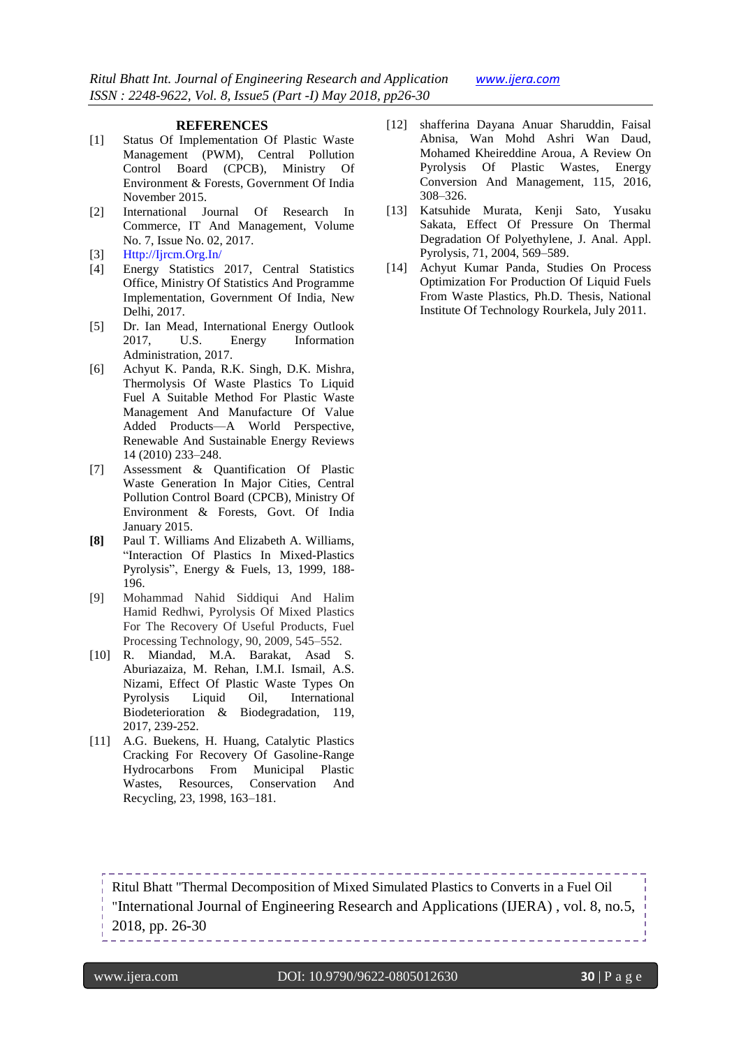## REFERENCES

[1] Status Of Implementation Of Plastic Waste Management (PWM), Central Pollution Control Board (CPCB), Ministry Of Environment & Forests, Government Of India November 2015.

[2] International Journal Of Research In Commerce, IT And Management, Volume No. 7, Issue No. 02, 2017.

[3] Http://Ijrcm.Org.In/

[4] Energy Statistics 2017, Central Statistics Office, Ministry Of Statistics And Programme Implementation, Government Of India, New Delhi, 2017.

[5] Dr. Ian Mead, International Energy Outlook 2017, U.S. Energy Information Administration, 2017.

[6] Achyut K. Panda, R.K. Singh, D.K. Mishra, Thermolysis Of Waste Plastics To Liquid Fuel A Suitable Method For Plastic Waste Management And Manufacture Of Value Added Products—A World Perspective, Renewable And Sustainable Energy Reviews 14 (2010) 233–248.

[7] Assessment & Quantification Of Plastic Waste Generation In Major Cities, Central Pollution Control Board (CPCB), Ministry Of Environment & Forests, Govt. Of India January 2015.

**[8]** Paul T. Williams And Elizabeth A. Williams, "Interaction Of Plastics In Mixed-Plastics Pyrolysis", Energy & Fuels, 13, 1999, 188-196.

[9] Mohammad Nahid Siddiqui And Halim Hamid Redhwi, Pyrolysis Of Mixed Plastics For The Recovery Of Useful Products, Fuel Processing Technology, 90, 2009, 545–552.

[10] R. Miandad, M.A. Barakat, Asad S. Aburiazaiza, M. Rehan, I.M.I. Ismail, A.S. Nizami, Effect Of Plastic Waste Types On Pyrolysis Liquid Oil, International Biodeterioration & Biodegradation, 119, 2017, 239-252.

[11] A.G. Buekens, H. Huang, Catalytic Plastics Cracking For Recovery Of Gasoline-Range Hydrocarbons From Municipal Plastic Wastes, Resources, Conservation And Recycling, 23, 1998, 163–181.

[12] shafferina Dayana Anuar Sharuddin, Faisal Abnisa, Wan Mohd Ashri Wan Daud, Mohamed Kheireddine Aroua, A Review On Pyrolysis Of Plastic Wastes, Energy Conversion And Management, 115, 2016, 308–326.

[13] Katsuhide Murata, Kenji Sato, Yusaku Sakata, Effect Of Pressure On Thermal Degradation Of Polyethylene, J. Anal. Appl. Pyrolysis, 71, 2004, 569–589.

[14] Achyut Kumar Panda, Studies On Process Optimization For Production Of Liquid Fuels From Waste Plastics, Ph.D. Thesis, National Institute Of Technology Rourkela, July 2011.

Ritul Bhatt "Thermal Decomposition of Mixed Simulated Plastics to Converts in a Fuel Oil "International Journal of Engineering Research and Applications (IJERA) , vol. 8, no.5, 2018, pp. 26-30